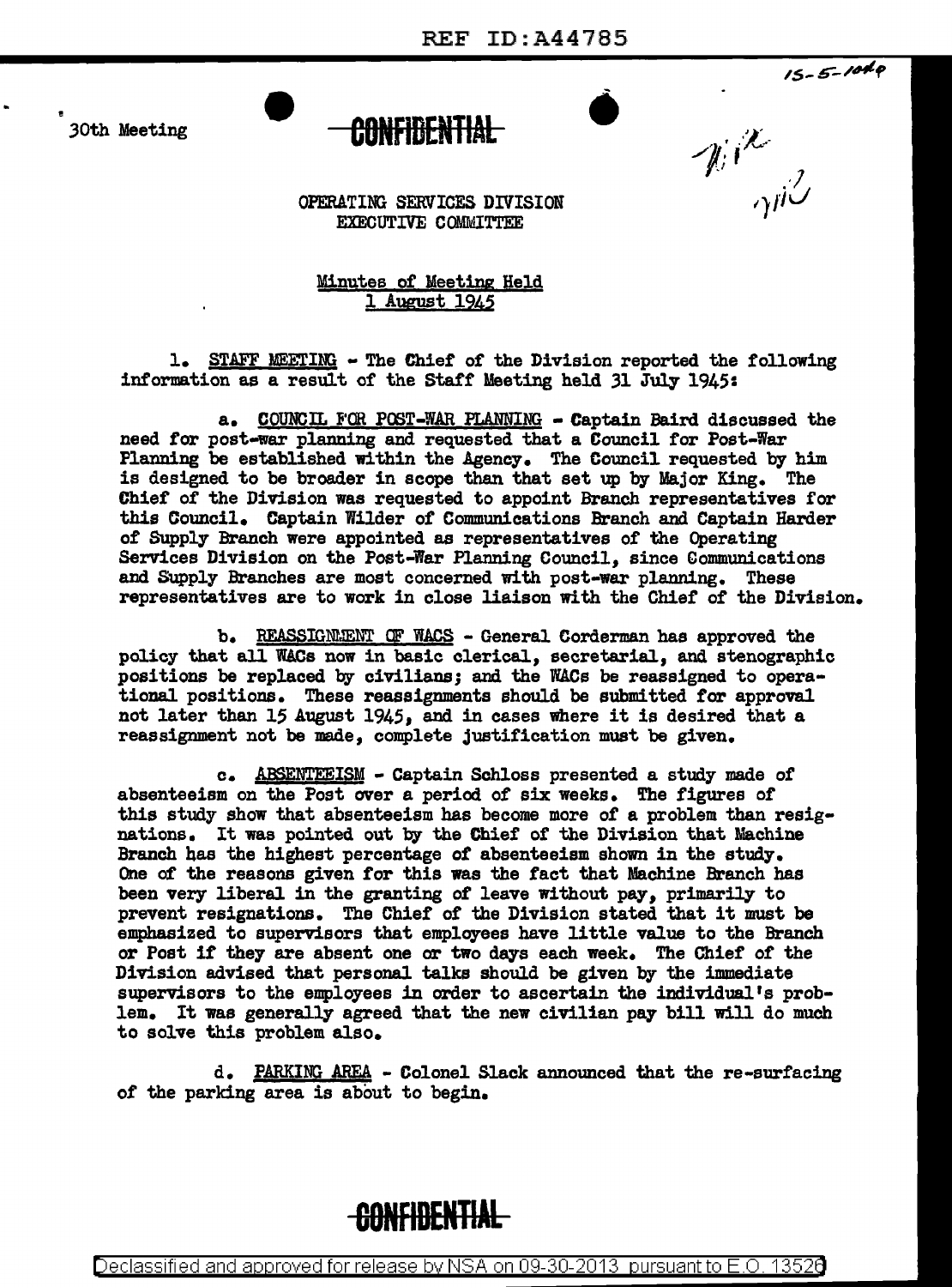30th Meeting

CONFIDENTIAL

OPERATING SERVICES DIVISION
EXECUTIVE COMMITTEE

Minutes of Meeting Held
1 August 1945

1. STAFF MEETING - The Chief of the Division reported the following information as a result of the Staff Meeting held 31 July 1945:

a. COUNCIL FOR POST-WAR PLANNING - Captain Baird discussed the need for post-war planning and requested that a Council for Post-War Planning be established within the Agency. The Council requested by him is designed to be broader in scope than that set up by Major King. The Chief of the Division was requested to appoint Branch representatives for this Council. Captain Wilder of Communications Branch and Captain Harder of Supply Branch were appointed as representatives of the Operating Services Division on the Post-War Planning Council, since Communications and Supply Branches are most concerned with post-war planning. These representatives are to work in close liaison with the Chief of the Division.

b. REASSIGNMENT OF WACS - General Corderman has approved the policy that all WACs now in basic clerical, secretarial, and stenographic positions be replaced by civilians; and the WACs be reassigned to operational positions. These reassignments should be submitted for approval not later than 15 August 1945, and in cases where it is desired that a reassignment not be made, complete justification must be given.

c. ABSENTEEISM - Captain Schloss presented a study made of absenteeism on the Post over a period of six weeks. The figures of this study show that absenteeism has become more of a problem than resignations. It was pointed out by the Chief of the Division that Machine Branch has the highest percentage of absenteeism shown in the study. One of the reasons given for this was the fact that Machine Branch has been very liberal in the granting of leave without pay, primarily to prevent resignations. The Chief of the Division stated that it must be emphasized to supervisors that employees have little value to the Branch or Post if they are absent one or two days each week. The Chief of the Division advised that personal talks should be given by the immediate supervisors to the employees in order to ascertain the individual's problem. It was generally agreed that the new civilian pay bill will do much to solve this problem also.

d. PARKING AREA - Colonel Slack announced that the re-surfacing of the parking area is about to begin.

CONFIDENTIAL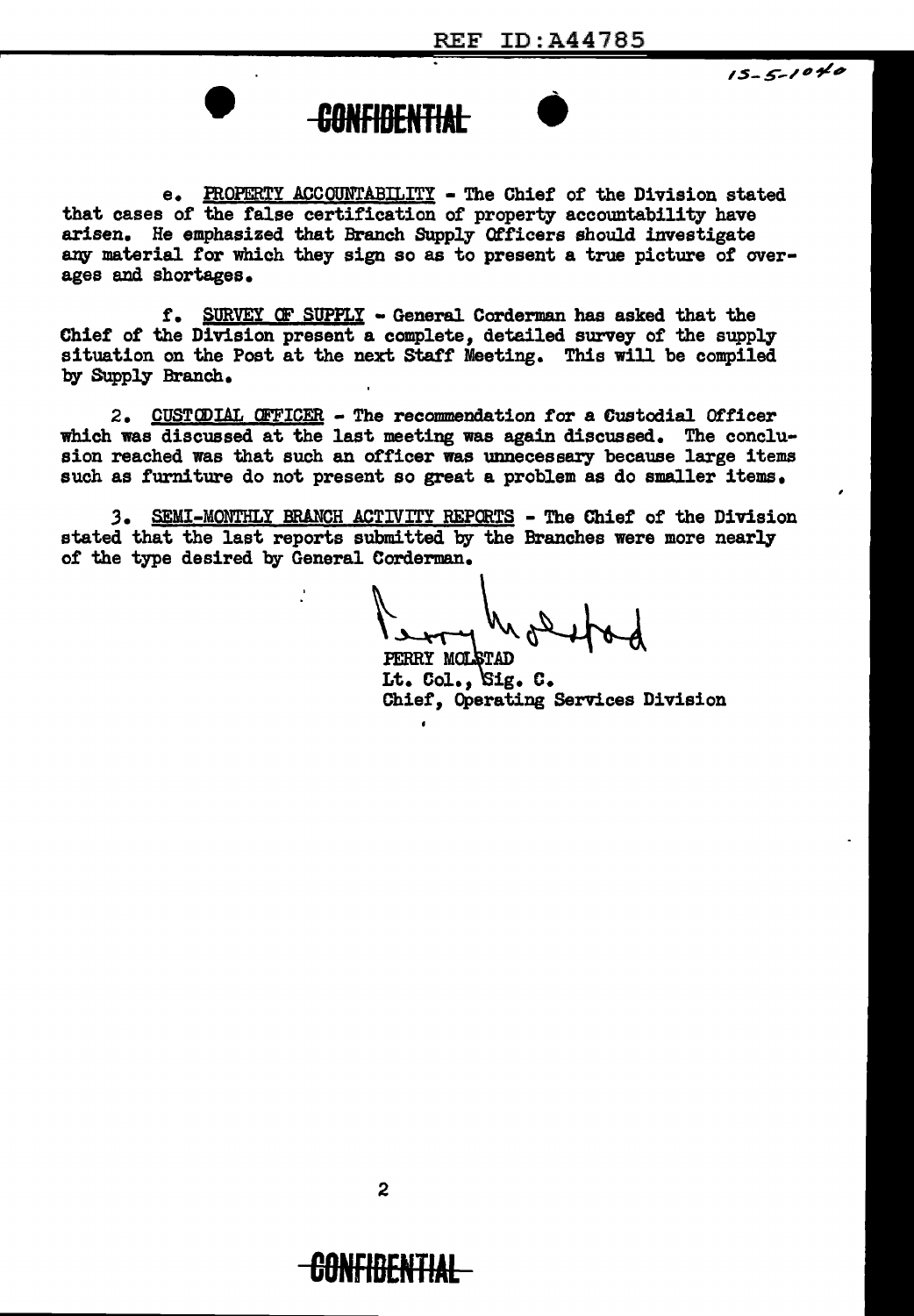CONFIDENTIAL

e. PROPERTY ACCOUNTABILITY - The Chief of the Division stated that cases of the false certification of property accountability have arisen. He emphasized that Branch Supply Officers should investigate any material for which they sign so as to present a true picture of overages and shortages.

f. SURVEY OF SUPPLY - General Corderman has asked that the Chief of the Division present a complete, detailed survey of the supply situation on the Post at the next Staff Meeting. This will be compiled by Supply Branch.

2. CUSTODIAL OFFICER - The recommendation for a Custodial Officer which was discussed at the last meeting was again discussed. The conclusion reached was that such an officer was unnecessary because large items such as furniture do not present so great a problem as do smaller items.

3. SEMI-MONTHLY BRANCH ACTIVITY REPORTS - The Chief of the Division stated that the last reports submitted by the Branches were more nearly of the type desired by General Corderman.

PERRY MOLSTAD
Lt. Col., Sig. C.
Chief, Operating Services Division

CONFIDENTIAL